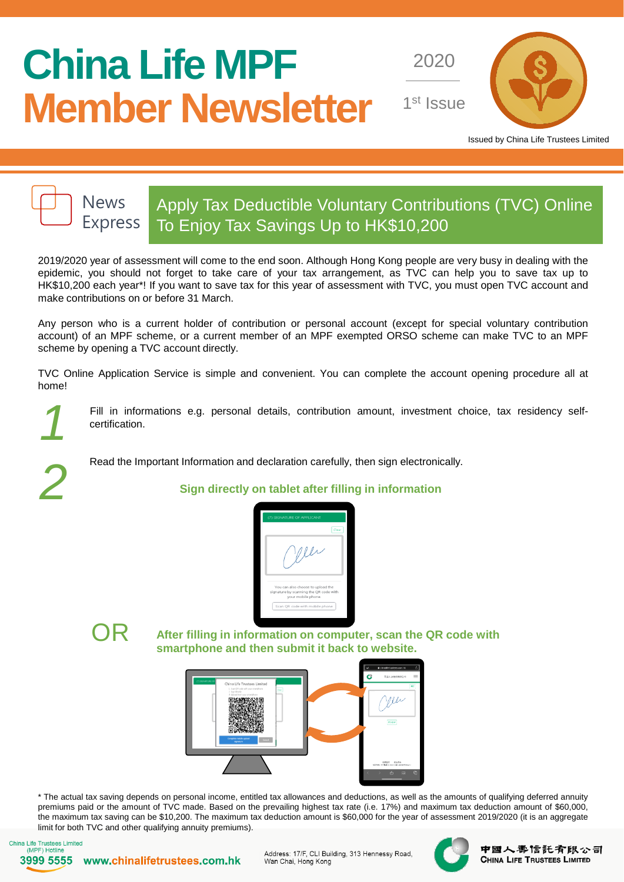# China Life MPF Member Newsletter

2020

1st Issue

Issued by China Life Trustees Limited

## News Express

## Apply Tax Deductible Voluntary Contributions (TVC) Online To Enjoy Tax Savings Up to HK$10,200

2019/2020 year of assessment will come to the end soon. Although Hong Kong people are very busy in dealing with the epidemic, you should not forget to take care of your tax arrangement, as TVC can help you to save tax up to HK$10,200 each year*! If you want to save tax for this year of assessment with TVC, you must open TVC account and make contributions on or before 31 March.

Any person who is a current holder of contribution or personal account (except for special voluntary contribution account) of an MPF scheme, or a current member of an MPF exempted ORSO scheme can make TVC to an MPF scheme by opening a TVC account directly.

TVC Online Application Service is simple and convenient. You can complete the account opening procedure all at home!

1. Fill in informations e.g. personal details, contribution amount, investment choice, tax residency self-certification.

2. Read the Important Information and declaration carefully, then sign electronically.

**Sign directly on tablet after filling in information**

OR

**After filling in information on computer, scan the QR code with smartphone and then submit it back to website.**

\* The actual tax saving depends on personal income, entitled tax allowances and deductions, as well as the amounts of qualifying deferred annuity premiums paid or the amount of TVC made. Based on the prevailing highest tax rate (i.e. 17%) and maximum tax deduction amount of $60,000, the maximum tax saving can be $10,200. The maximum tax deduction amount is $60,000 for the year of assessment 2019/2020 (it is an aggregate limit for both TVC and other qualifying annuity premiums).

China Life Trustees Limited (MPF) Hotline 3999 5555 www.chinalifetrustees.com.hk

Address: 17/F, CLI Building, 313 Hennessy Road, Wan Chai, Hong Kong

中國人壽信託有限公司 CHINA LIFE TRUSTEES LIMITED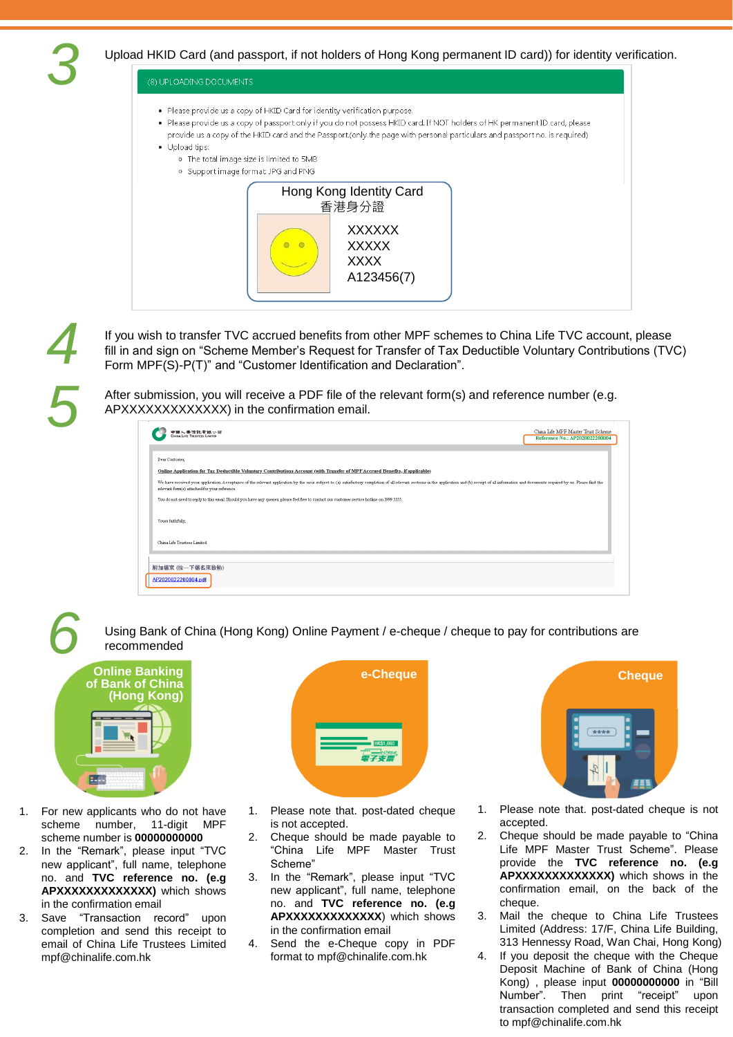## 3

Upload HKID Card (and passport, if not holders of Hong Kong permanent ID card)) for identity verification.

(8) UPLOADING DOCUMENTS

- Please provide us a copy of HKID Card for identity verification purpose.
- Please provide us a copy of passport only if you do not possess HKID card. If NOT holders of HK permanent ID card, please provide us a copy of the HKID card and the Passport.(only the page with personal particulars and passport no. is required)
- Upload tips:
  - The total image size is limited to 5MB
  - Support image format JPG and PNG

Hong Kong Identity Card
香港身分證
XXXXXX
XXXXX
XXXX
A123456(7)

## 4

If you wish to transfer TVC accrued benefits from other MPF schemes to China Life TVC account, please fill in and sign on "Scheme Member's Request for Transfer of Tax Deductible Voluntary Contributions (TVC) Form MPF(S)-P(T)" and "Customer Identification and Declaration".

## 5

After submission, you will receive a PDF file of the relevant form(s) and reference number (e.g. APXXXXXXXXXXXXX) in the confirmation email.

## 6

Using Bank of China (Hong Kong) Online Payment / e-cheque / cheque to pay for contributions are recommended

### Online Banking of Bank of China (Hong Kong)

1. For new applicants who do not have scheme number, 11-digit MPF scheme number is **00000000000**
2. In the "Remark", please input "TVC new applicant", full name, telephone no. and **TVC reference no. (e.g APXXXXXXXXXXXXX)** which shows in the confirmation email
3. Save "Transaction record" upon completion and send this receipt to email of China Life Trustees Limited mpf@chinalife.com.hk

### e-Cheque

1. Please note that. post-dated cheque is not accepted.
2. Cheque should be made payable to "China Life MPF Master Trust Scheme"
3. In the "Remark", please input "TVC new applicant", full name, telephone no. and **TVC reference no. (e.g APXXXXXXXXXXXXX)** which shows in the confirmation email
4. Send the e-Cheque copy in PDF format to mpf@chinalife.com.hk

### Cheque

1. Please note that. post-dated cheque is not accepted.
2. Cheque should be made payable to "China Life MPF Master Trust Scheme". Please provide the **TVC reference no. (e.g APXXXXXXXXXXXXX)** which shows in the confirmation email, on the back of the cheque.
3. Mail the cheque to China Life Trustees Limited (Address: 17/F, China Life Building, 313 Hennessy Road, Wan Chai, Hong Kong)
4. If you deposit the cheque with the Cheque Deposit Machine of Bank of China (Hong Kong) , please input **00000000000** in "Bill Number". Then print "receipt" upon transaction completed and send this receipt to mpf@chinalife.com.hk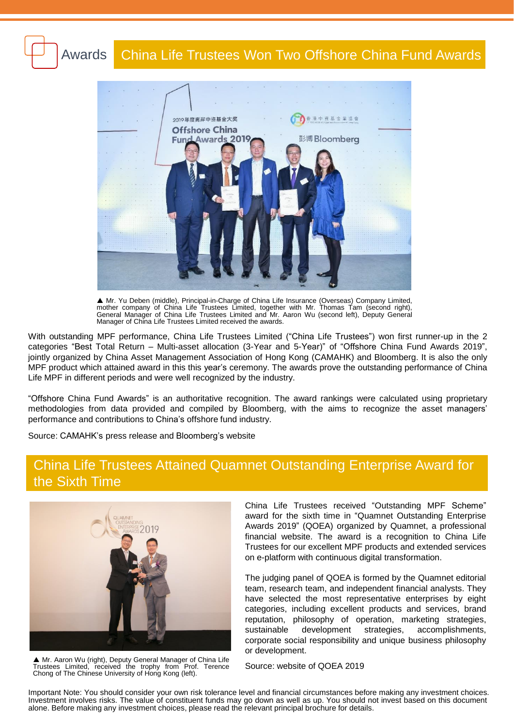Awards

# China Life Trustees Won Two Offshore China Fund Awards

▲ Mr. Yu Deben (middle), Principal-in-Charge of China Life Insurance (Overseas) Company Limited, mother company of China Life Trustees Limited, together with Mr. Thomas Tam (second right), General Manager of China Life Trustees Limited and Mr. Aaron Wu (second left), Deputy General Manager of China Life Trustees Limited received the awards.

With outstanding MPF performance, China Life Trustees Limited ("China Life Trustees") won first runner-up in the 2 categories "Best Total Return – Multi-asset allocation (3-Year and 5-Year)" of "Offshore China Fund Awards 2019", jointly organized by China Asset Management Association of Hong Kong (CAMAHK) and Bloomberg. It is also the only MPF product which attained award in this this year's ceremony. The awards prove the outstanding performance of China Life MPF in different periods and were well recognized by the industry.

"Offshore China Fund Awards" is an authoritative recognition. The award rankings were calculated using proprietary methodologies from data provided and compiled by Bloomberg, with the aims to recognize the asset managers' performance and contributions to China's offshore fund industry.

Source: CAMAHK's press release and Bloomberg's website

# China Life Trustees Attained Quamnet Outstanding Enterprise Award for the Sixth Time

▲ Mr. Aaron Wu (right), Deputy General Manager of China Life Trustees Limited, received the trophy from Prof. Terence Chong of The Chinese University of Hong Kong (left).

China Life Trustees received "Outstanding MPF Scheme" award for the sixth time in "Quamnet Outstanding Enterprise Awards 2019" (QOEA) organized by Quamnet, a professional financial website. The award is a recognition to China Life Trustees for our excellent MPF products and extended services on e-platform with continuous digital transformation.

The judging panel of QOEA is formed by the Quamnet editorial team, research team, and independent financial analysts. They have selected the most representative enterprises by eight categories, including excellent products and services, brand reputation, philosophy of operation, marketing strategies, sustainable development strategies, accomplishments, corporate social responsibility and unique business philosophy or development.

Source: website of QOEA 2019

Important Note: You should consider your own risk tolerance level and financial circumstances before making any investment choices. Investment involves risks. The value of constituent funds may go down as well as up. You should not invest based on this document alone. Before making any investment choices, please read the relevant principal brochure for details.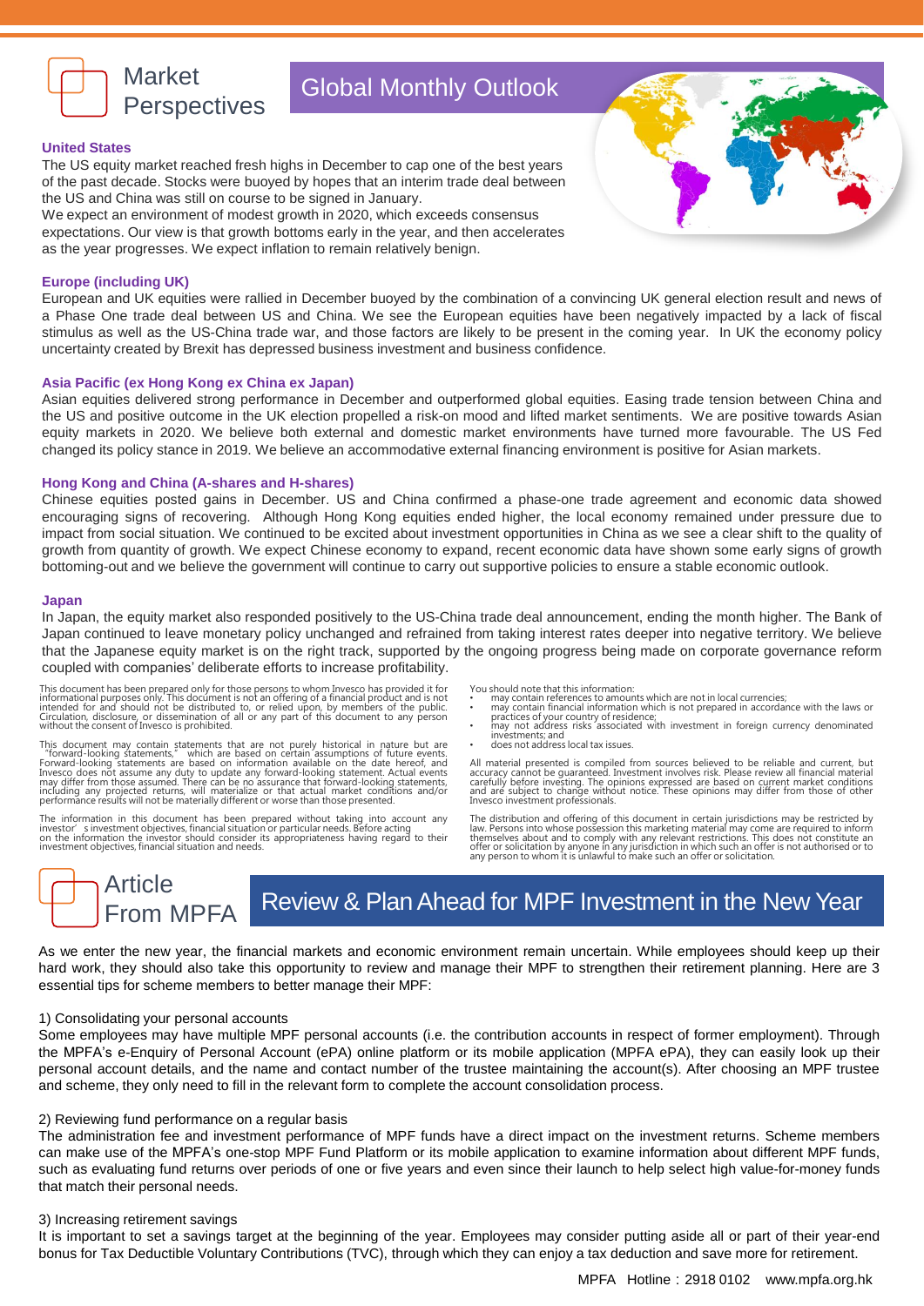# Market Perspectives

## Global Monthly Outlook

### United States

The US equity market reached fresh highs in December to cap one of the best years of the past decade. Stocks were buoyed by hopes that an interim trade deal between the US and China was still on course to be signed in January.

We expect an environment of modest growth in 2020, which exceeds consensus expectations. Our view is that growth bottoms early in the year, and then accelerates as the year progresses. We expect inflation to remain relatively benign.

### Europe (including UK)

European and UK equities were rallied in December buoyed by the combination of a convincing UK general election result and news of a Phase One trade deal between US and China. We see the European equities have been negatively impacted by a lack of fiscal stimulus as well as the US-China trade war, and those factors are likely to be present in the coming year. In UK the economy policy uncertainty created by Brexit has depressed business investment and business confidence.

### Asia Pacific (ex Hong Kong ex China ex Japan)

Asian equities delivered strong performance in December and outperformed global equities. Easing trade tension between China and the US and positive outcome in the UK election propelled a risk-on mood and lifted market sentiments. We are positive towards Asian equity markets in 2020. We believe both external and domestic market environments have turned more favourable. The US Fed changed its policy stance in 2019. We believe an accommodative external financing environment is positive for Asian markets.

### Hong Kong and China (A-shares and H-shares)

Chinese equities posted gains in December. US and China confirmed a phase-one trade agreement and economic data showed encouraging signs of recovering. Although Hong Kong equities ended higher, the local economy remained under pressure due to impact from social situation. We continued to be excited about investment opportunities in China as we see a clear shift to the quality of growth from quantity of growth. We expect Chinese economy to expand, recent economic data have shown some early signs of growth bottoming-out and we believe the government will continue to carry out supportive policies to ensure a stable economic outlook.

### Japan

In Japan, the equity market also responded positively to the US-China trade deal announcement, ending the month higher. The Bank of Japan continued to leave monetary policy unchanged and refrained from taking interest rates deeper into negative territory. We believe that the Japanese equity market is on the right track, supported by the ongoing progress being made on corporate governance reform coupled with companies' deliberate efforts to increase profitability.

This document has been prepared only for those persons to whom Invesco has provided it for informational purposes only. This document is not an offering of a financial product and is not intended for and should not be distributed to, or relied upon, by members of the public. Circulation, disclosure, or dissemination of all or any part of this document to any person without the consent of Invesco is prohibited.

This document may contain statements that are not purely historical in nature but are "forward-looking statements," which are based on certain assumptions of future events. Forward-looking statements are based on information available on the date hereof, and Invesco does not assume any duty to update any forward-looking statement. Actual events may differ from those assumed. There can be no assurance that forward-looking statements, including any projected returns, will materialize or that actual market conditions and/or performance results will not be materially different or worse than those presented.

The information in this document has been prepared without taking into account any investor's investment objectives, financial situation or particular needs. Before acting on the information the investor should consider its appropriateness having regard to their investment objectives, financial situation and needs.

You should note that this information:

- may contain references to amounts which are not in local currencies;
- may contain financial information which is not prepared in accordance with the laws or practices of your country of residence;
- may not address risks associated with investment in foreign currency denominated investments; and
- does not address local tax issues.

All material presented is compiled from sources believed to be reliable and current, but accuracy cannot be guaranteed. Investment involves risk. Please review all financial material carefully before investing. The opinions expressed are based on current market conditions and are subject to change without notice. These opinions may differ from those of other Invesco investment professionals.

The distribution and offering of this document in certain jurisdictions may be restricted by law. Persons into whose possession this marketing material may come are required to inform themselves about and to comply with any relevant restrictions. This does not constitute an offer or solicitation by anyone in any jurisdiction in which such an offer is not authorised or to any person to whom it is unlawful to make such an offer or solicitation.

# Article From MPFA

## Review & Plan Ahead for MPF Investment in the New Year

As we enter the new year, the financial markets and economic environment remain uncertain. While employees should keep up their hard work, they should also take this opportunity to review and manage their MPF to strengthen their retirement planning. Here are 3 essential tips for scheme members to better manage their MPF:

1) Consolidating your personal accounts

Some employees may have multiple MPF personal accounts (i.e. the contribution accounts in respect of former employment). Through the MPFA's e-Enquiry of Personal Account (ePA) online platform or its mobile application (MPFA ePA), they can easily look up their personal account details, and the name and contact number of the trustee maintaining the account(s). After choosing an MPF trustee and scheme, they only need to fill in the relevant form to complete the account consolidation process.

2) Reviewing fund performance on a regular basis

The administration fee and investment performance of MPF funds have a direct impact on the investment returns. Scheme members can make use of the MPFA's one-stop MPF Fund Platform or its mobile application to examine information about different MPF funds, such as evaluating fund returns over periods of one or five years and even since their launch to help select high value-for-money funds that match their personal needs.

3) Increasing retirement savings

It is important to set a savings target at the beginning of the year. Employees may consider putting aside all or part of their year-end bonus for Tax Deductible Voluntary Contributions (TVC), through which they can enjoy a tax deduction and save more for retirement.

MPFA Hotline：2918 0102 www.mpfa.org.hk